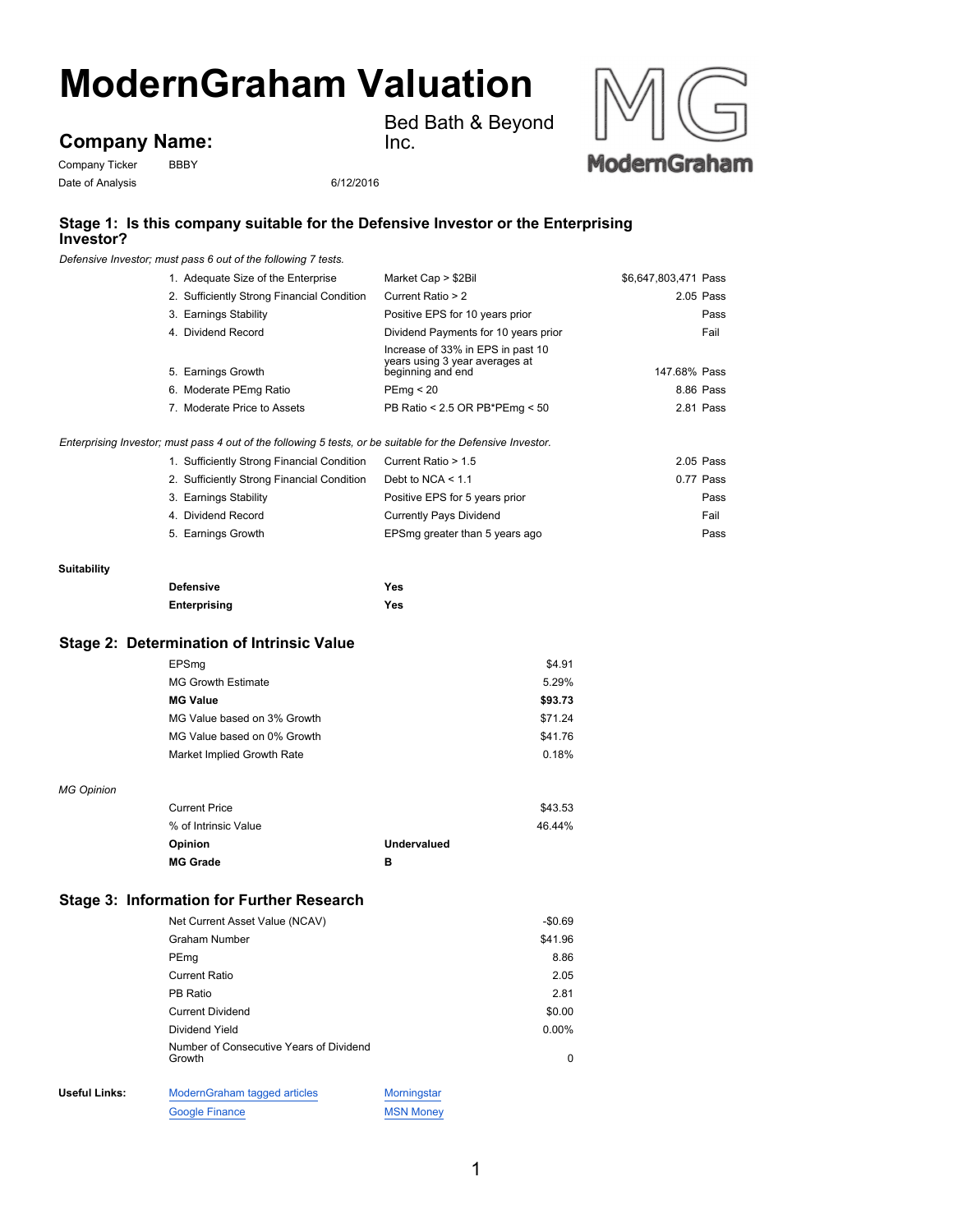# ModernGraham Valuation

## Company Name: Bed Bath & Beyond Inc.

Company Ticker BBBY

Date of Analysis 6/12/2016

### Stage 1: Is this company suitable for the Defensive Investor or the Enterprising Investor?

*Defensive Investor; must pass 6 out of the following 7 tests.*

| Test | Criteria | Value | Result |
|---|---|---|---|
| 1. Adequate Size of the Enterprise | Market Cap > $2Bil | $6,647,803,471 | Pass |
| 2. Sufficiently Strong Financial Condition | Current Ratio > 2 | 2.05 | Pass |
| 3. Earnings Stability | Positive EPS for 10 years prior | | Pass |
| 4. Dividend Record | Dividend Payments for 10 years prior | | Fail |
| 5. Earnings Growth | Increase of 33% in EPS in past 10 years using 3 year averages at beginning and end | 147.68% | Pass |
| 6. Moderate PEmg Ratio | PEmg < 20 | 8.86 | Pass |
| 7. Moderate Price to Assets | PB Ratio < 2.5 OR PB*PEmg < 50 | 2.81 | Pass |

*Enterprising Investor; must pass 4 out of the following 5 tests, or be suitable for the Defensive Investor.*

| Test | Criteria | Value | Result |
|---|---|---|---|
| 1. Sufficiently Strong Financial Condition | Current Ratio > 1.5 | 2.05 | Pass |
| 2. Sufficiently Strong Financial Condition | Debt to NCA < 1.1 | 0.77 | Pass |
| 3. Earnings Stability | Positive EPS for 5 years prior | | Pass |
| 4. Dividend Record | Currently Pays Dividend | | Fail |
| 5. Earnings Growth | EPSmg greater than 5 years ago | | Pass |

**Suitability**

| | |
|---|---|
| **Defensive** | **Yes** |
| **Enterprising** | **Yes** |

### Stage 2: Determination of Intrinsic Value

| | |
|---|---|
| EPSmg | $4.91 |
| MG Growth Estimate | 5.29% |
| **MG Value** | **$93.73** |
| MG Value based on 3% Growth | $71.24 |
| MG Value based on 0% Growth | $41.76 |
| Market Implied Growth Rate | 0.18% |

*MG Opinion*

| | |
|---|---|
| Current Price | $43.53 |
| % of Intrinsic Value | 46.44% |
| **Opinion** | **Undervalued** |
| **MG Grade** | **B** |

### Stage 3: Information for Further Research

| | |
|---|---|
| Net Current Asset Value (NCAV) | -$0.69 |
| Graham Number | $41.96 |
| PEmg | 8.86 |
| Current Ratio | 2.05 |
| PB Ratio | 2.81 |
| Current Dividend | $0.00 |
| Dividend Yield | 0.00% |
| Number of Consecutive Years of Dividend Growth | 0 |

**Useful Links:** ModernGraham tagged articles | Morningstar | Google Finance | MSN Money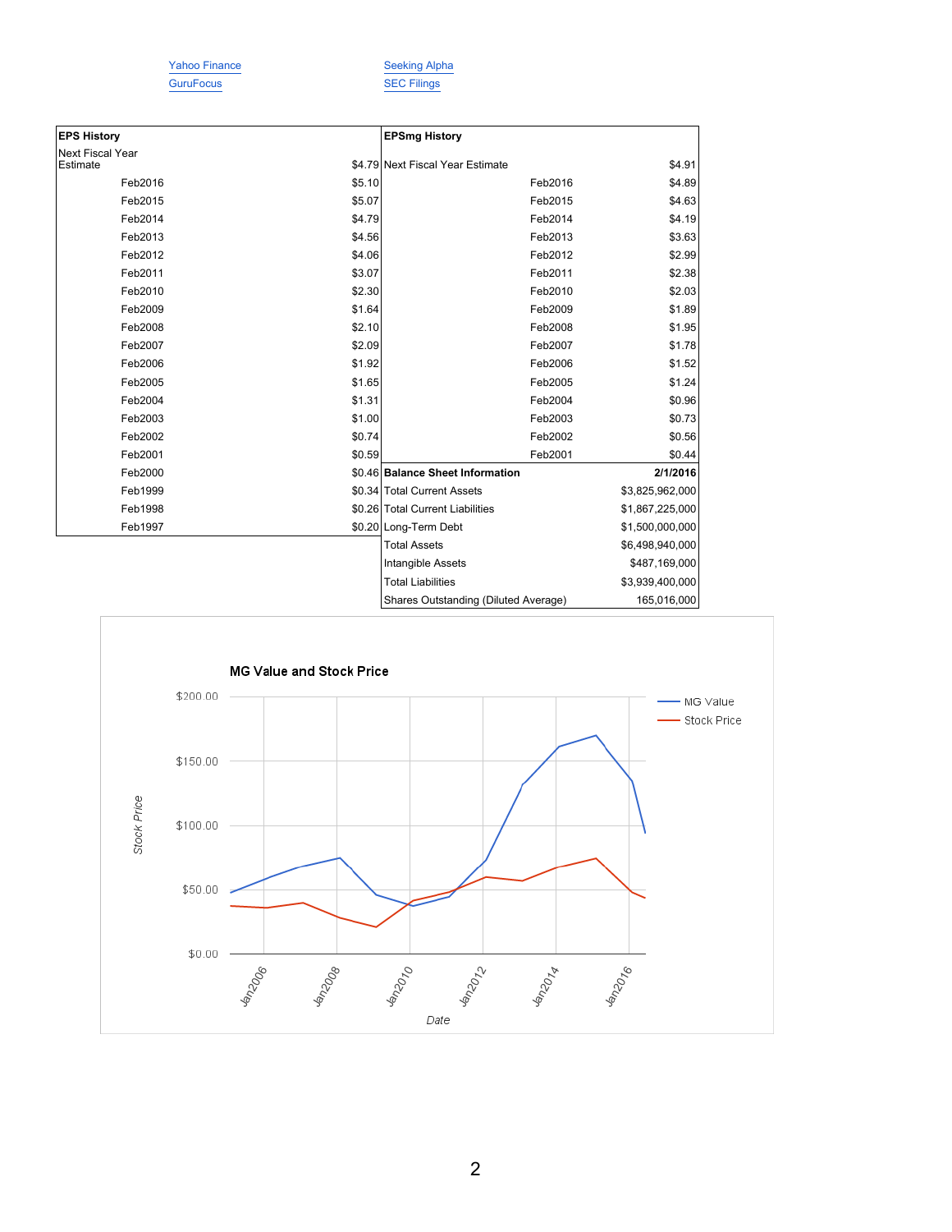[Yahoo Finance](#) [Seeking Alpha](#)
[GuruFocus](#) [SEC Filings](#)

| EPS History | |
|---|---|
| Next Fiscal Year Estimate | $4.79 |
| Feb2016 | $5.10 |
| Feb2015 | $5.07 |
| Feb2014 | $4.79 |
| Feb2013 | $4.56 |
| Feb2012 | $4.06 |
| Feb2011 | $3.07 |
| Feb2010 | $2.30 |
| Feb2009 | $1.64 |
| Feb2008 | $2.10 |
| Feb2007 | $2.09 |
| Feb2006 | $1.92 |
| Feb2005 | $1.65 |
| Feb2004 | $1.31 |
| Feb2003 | $1.00 |
| Feb2002 | $0.74 |
| Feb2001 | $0.59 |
| Feb2000 | $0.46 |
| Feb1999 | $0.34 |
| Feb1998 | $0.26 |
| Feb1997 | $0.20 |

| EPSmg History | |
|---|---|
| Next Fiscal Year Estimate | $4.91 |
| Feb2016 | $4.89 |
| Feb2015 | $4.63 |
| Feb2014 | $4.19 |
| Feb2013 | $3.63 |
| Feb2012 | $2.99 |
| Feb2011 | $2.38 |
| Feb2010 | $2.03 |
| Feb2009 | $1.89 |
| Feb2008 | $1.95 |
| Feb2007 | $1.78 |
| Feb2006 | $1.52 |
| Feb2005 | $1.24 |
| Feb2004 | $0.96 |
| Feb2003 | $0.73 |
| Feb2002 | $0.56 |
| Feb2001 | $0.44 |

| Balance Sheet Information | 2/1/2016 |
|---|---|
| Total Current Assets | $3,825,962,000 |
| Total Current Liabilities | $1,867,225,000 |
| Long-Term Debt | $1,500,000,000 |
| Total Assets | $6,498,940,000 |
| Intangible Assets | $487,169,000 |
| Total Liabilities | $3,939,400,000 |
| Shares Outstanding (Diluted Average) | 165,016,000 |

**MG Value and Stock Price**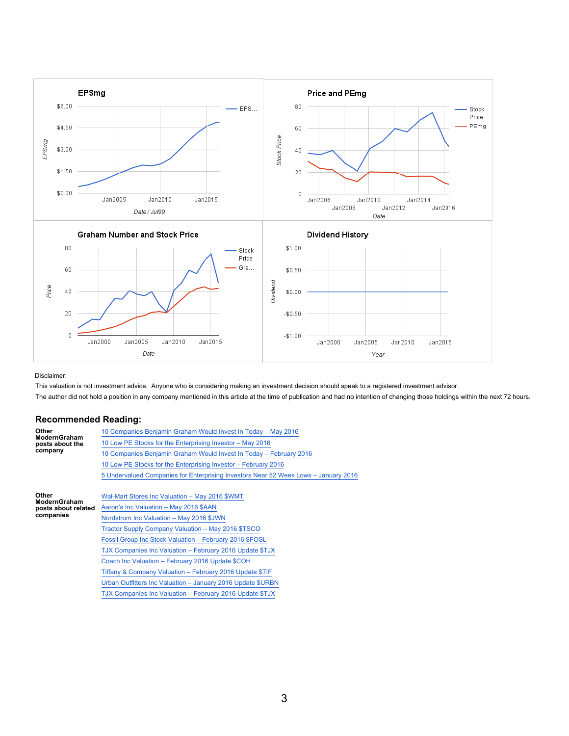EPSmg

$6.00
$4.50
$3.00
$1.50
$0.00

EPSmg

Jan2005 Jan2010 Jan2015

Date / Jul99

EPS...

Price and PEmg

80
60
40
20
0

Stock Price

Jan2006 Jan2008 Jan2010 Jan2012 Jan2014 Jan2016

Date

Stock Price
PEmg

Graham Number and Stock Price

80
60
40
20
0

Price

Jan2000 Jan2005 Jan2010 Jan2015

Date

Stock Price
Gra...

Dividend History

$1.00
$0.50
$0.00
-$0.50
-$1.00

Dividend

Jan2000 Jan2005 Jan2010 Jan2015

Year

Disclaimer:

This valuation is not investment advice. Anyone who is considering making an investment decision should speak to a registered investment advisor.

The author did not hold a position in any company mentioned in this article at the time of publication and had no intention of changing those holdings within the next 72 hours.

## Recommended Reading:

**Other ModernGraham posts about the company**

- 10 Companies Benjamin Graham Would Invest In Today – May 2016
- 10 Low PE Stocks for the Enterprising Investor – May 2016
- 10 Companies Benjamin Graham Would Invest In Today – February 2016
- 10 Low PE Stocks for the Enterprising Investor – February 2016
- 5 Undervalued Companies for Enterprising Investors Near 52 Week Lows – January 2016

**Other ModernGraham posts about related companies**

- Wal-Mart Stores Inc Valuation – May 2016 $WMT
- Aaron's Inc Valuation – May 2016 $AAN
- Nordstrom Inc Valuation – May 2016 $JWN
- Tractor Supply Company Valuation – May 2016 $TSCO
- Fossil Group Inc Stock Valuation – February 2016 $FOSL
- TJX Companies Inc Valuation – February 2016 Update $TJX
- Coach Inc Valuation – February 2016 Update $COH
- Tiffany & Company Valuation – February 2016 Update $TIF
- Urban Outfitters Inc Valuation – January 2016 Update $URBN
- TJX Companies Inc Valuation – February 2016 Update $TJX